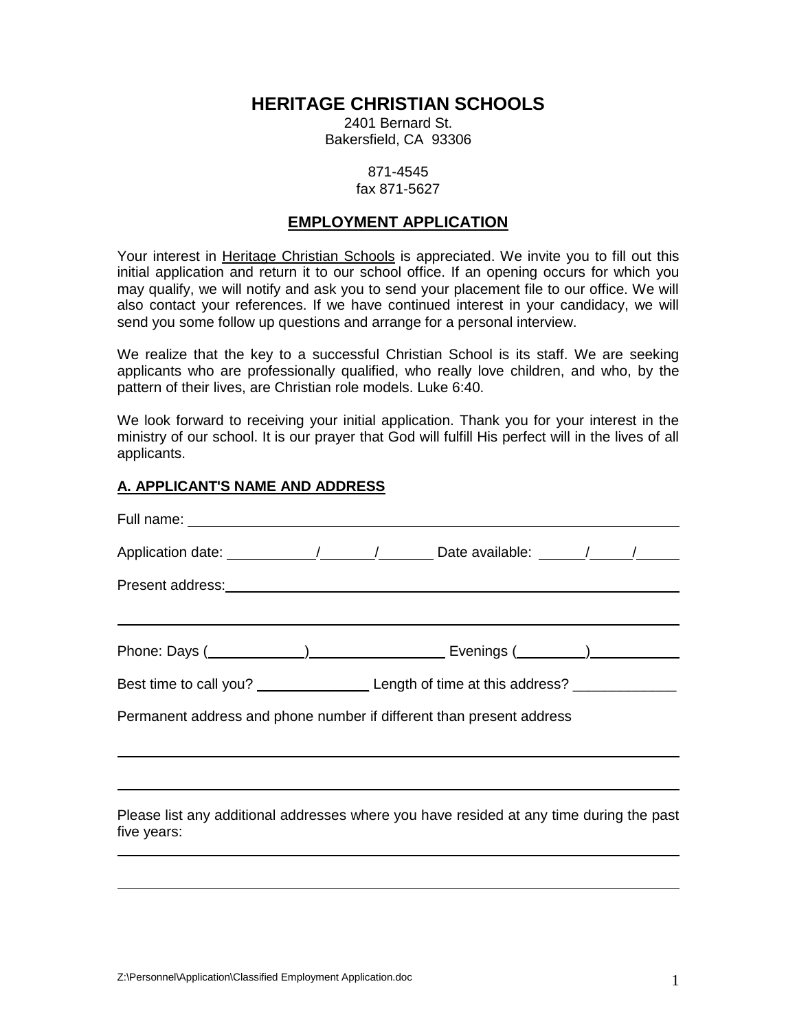# HERITAGE CHRISTIAN SCHOOLS

2401 Bernard St.
Bakersfield, CA 93306

871-4545
fax 871-5627

## EMPLOYMENT APPLICATION

Your interest in Heritage Christian Schools is appreciated. We invite you to fill out this initial application and return it to our school office. If an opening occurs for which you may qualify, we will notify and ask you to send your placement file to our office. We will also contact your references. If we have continued interest in your candidacy, we will send you some follow up questions and arrange for a personal interview.

We realize that the key to a successful Christian School is its staff. We are seeking applicants who are professionally qualified, who really love children, and who, by the pattern of their lives, are Christian role models. Luke 6:40.

We look forward to receiving your initial application. Thank you for your interest in the ministry of our school. It is our prayer that God will fulfill His perfect will in the lives of all applicants.

### A. APPLICANT'S NAME AND ADDRESS

Full name: ______________________________________________

Application date: ________/______/______ Date available: _____/_____/_____

Present address: ______________________________________________

______________________________________________

Phone: Days (__________)______________ Evenings (________)__________

Best time to call you? ____________ Length of time at this address? ____________

Permanent address and phone number if different than present address

______________________________________________

______________________________________________

Please list any additional addresses where you have resided at any time during the past five years:

______________________________________________

______________________________________________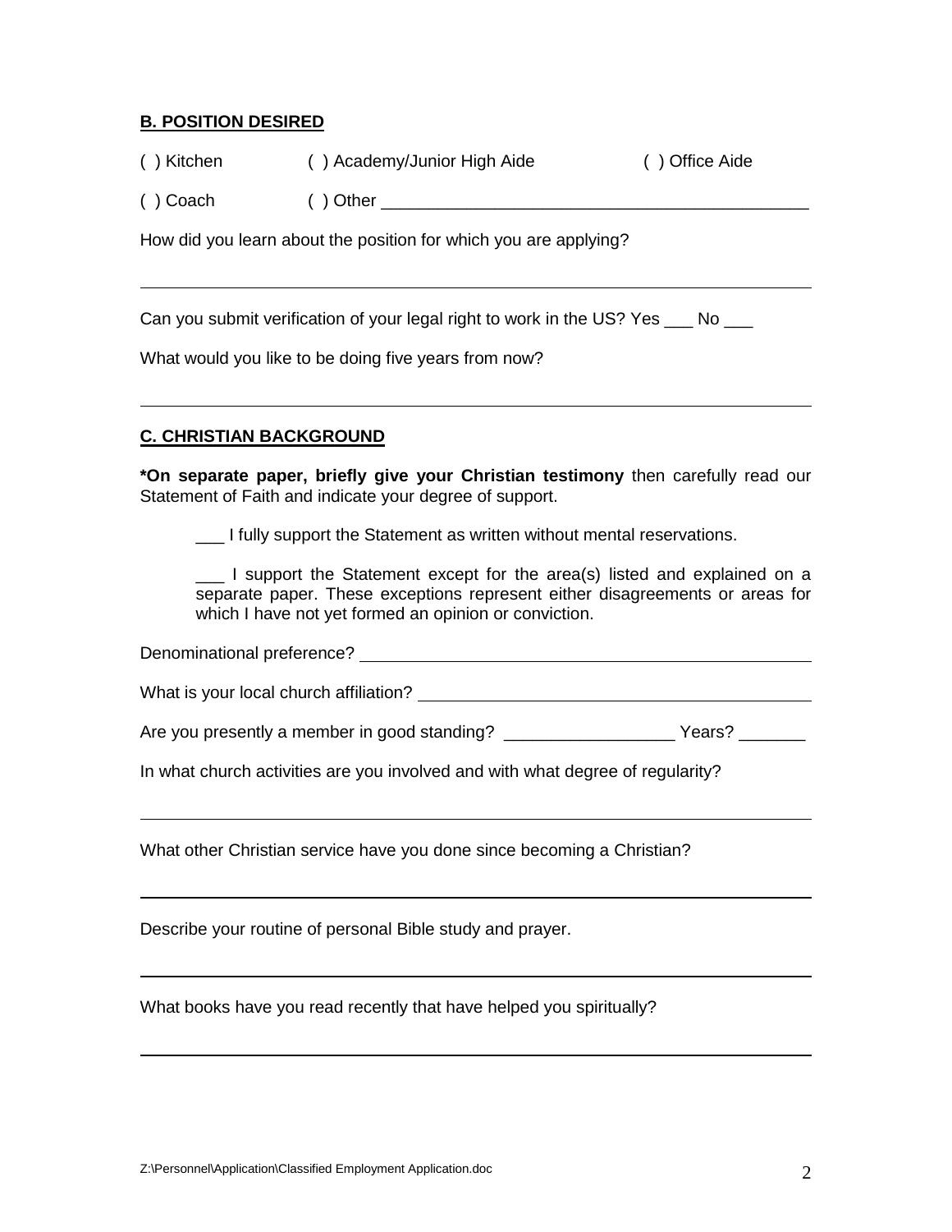**B. POSITION DESIRED**

( ) Kitchen ( ) Academy/Junior High Aide ( ) Office Aide

( ) Coach ( ) Other ___________________________________________

How did you learn about the position for which you are applying?

___________________________________________________________________

Can you submit verification of your legal right to work in the US? Yes ___ No ___

What would you like to be doing five years from now?

___________________________________________________________________

**C. CHRISTIAN BACKGROUND**

***On separate paper, briefly give your Christian testimony** then carefully read our Statement of Faith and indicate your degree of support.

___ I fully support the Statement as written without mental reservations.

___ I support the Statement except for the area(s) listed and explained on a separate paper. These exceptions represent either disagreements or areas for which I have not yet formed an opinion or conviction.

Denominational preference? ___________________________________________

What is your local church affiliation? ___________________________________

Are you presently a member in good standing? _________________ Years? _______

In what church activities are you involved and with what degree of regularity?

___________________________________________________________________

What other Christian service have you done since becoming a Christian?

___________________________________________________________________

Describe your routine of personal Bible study and prayer.

___________________________________________________________________

What books have you read recently that have helped you spiritually?

___________________________________________________________________

Z:\Personnel\Application\Classified Employment Application.doc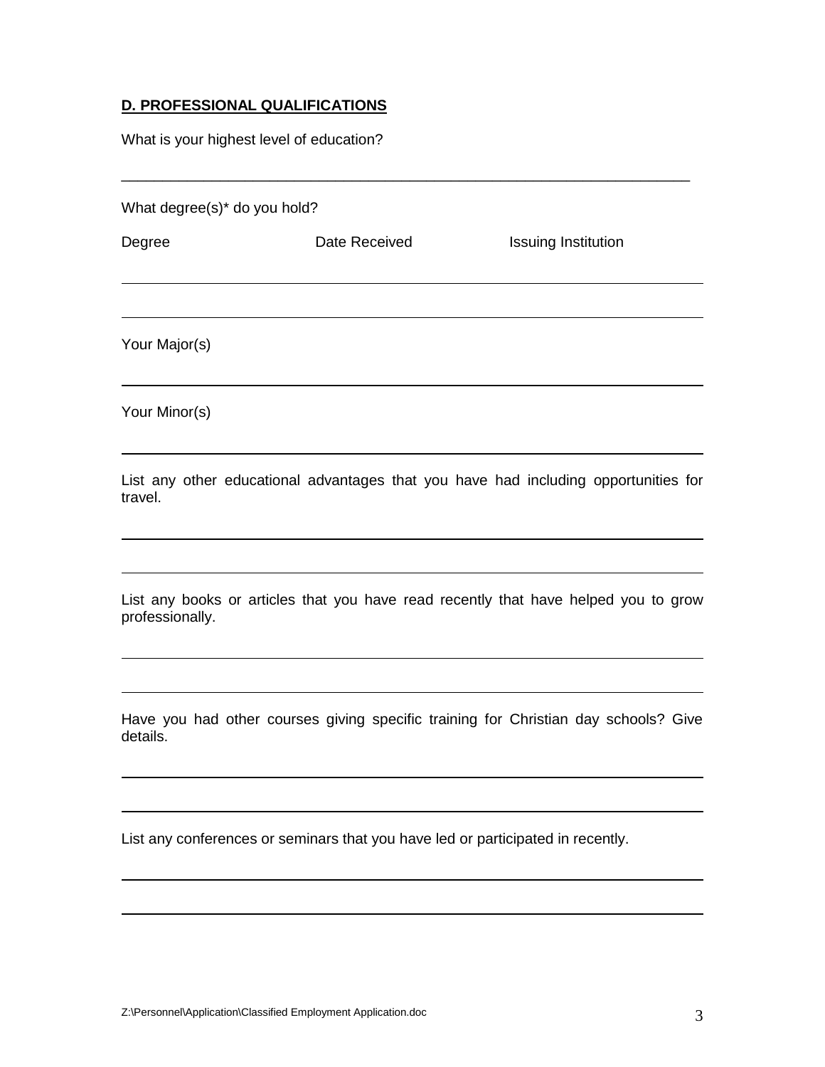## D. PROFESSIONAL QUALIFICATIONS

What is your highest level of education?

______________________________________________________________________

What degree(s)* do you hold?

| Degree | Date Received | Issuing Institution |
|---|---|---|
| | | |
| | | |

Your Major(s)

______________________________________________________________________

Your Minor(s)

______________________________________________________________________

List any other educational advantages that you have had including opportunities for travel.

______________________________________________________________________

______________________________________________________________________

List any books or articles that you have read recently that have helped you to grow professionally.

______________________________________________________________________

______________________________________________________________________

Have you had other courses giving specific training for Christian day schools? Give details.

______________________________________________________________________

______________________________________________________________________

List any conferences or seminars that you have led or participated in recently.

______________________________________________________________________

______________________________________________________________________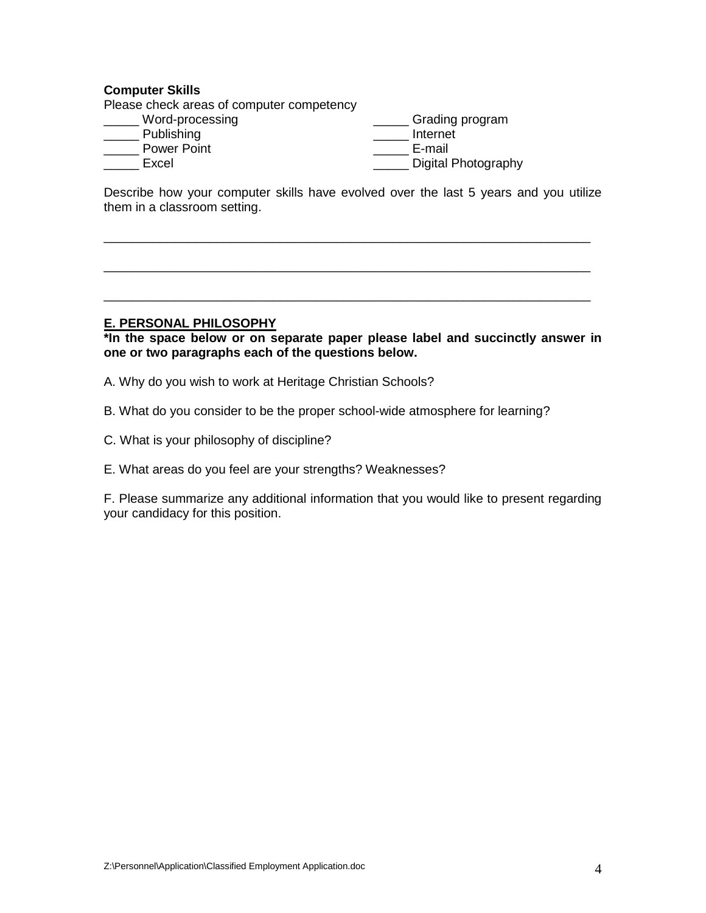**Computer Skills**

Please check areas of computer competency

_____ Word-processing
_____ Publishing
_____ Power Point
_____ Excel
_____ Grading program
_____ Internet
_____ E-mail
_____ Digital Photography

Describe how your computer skills have evolved over the last 5 years and you utilize them in a classroom setting.

______________________________________________________________________

______________________________________________________________________

______________________________________________________________________

## E. PERSONAL PHILOSOPHY

**\*In the space below or on separate paper please label and succinctly answer in one or two paragraphs each of the questions below.**

A. Why do you wish to work at Heritage Christian Schools?

B. What do you consider to be the proper school-wide atmosphere for learning?

C. What is your philosophy of discipline?

E. What areas do you feel are your strengths? Weaknesses?

F. Please summarize any additional information that you would like to present regarding your candidacy for this position.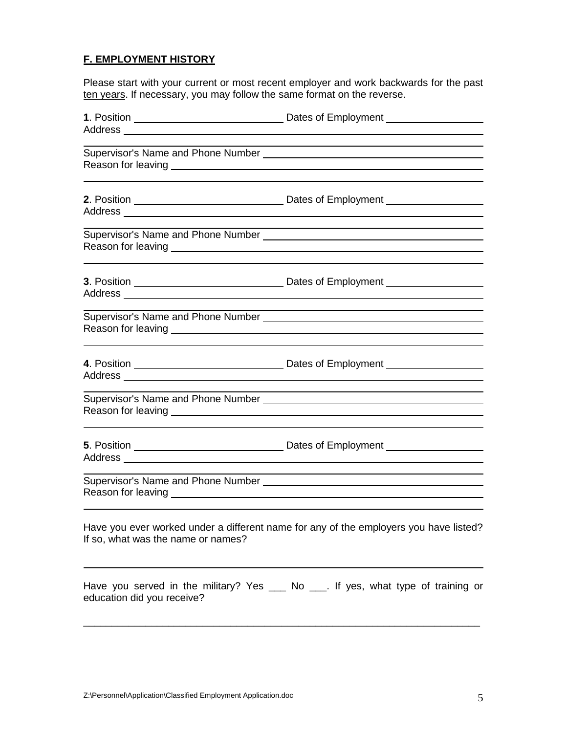**F. EMPLOYMENT HISTORY**

Please start with your current or most recent employer and work backwards for the past ten years. If necessary, you may follow the same format on the reverse.

**1**. Position ____________________ Dates of Employment ______________
Address ____________________________________________
____________________________________________
Supervisor's Name and Phone Number ______________________________
Reason for leaving ____________________________________________
____________________________________________

**2**. Position ____________________ Dates of Employment ______________
Address ____________________________________________
____________________________________________
Supervisor's Name and Phone Number ______________________________
Reason for leaving ____________________________________________
____________________________________________

**3**. Position ____________________ Dates of Employment ______________
Address ____________________________________________
____________________________________________
Supervisor's Name and Phone Number ______________________________
Reason for leaving ____________________________________________
____________________________________________

**4**. Position ____________________ Dates of Employment ______________
Address ____________________________________________
____________________________________________
Supervisor's Name and Phone Number ______________________________
Reason for leaving ____________________________________________
____________________________________________

**5**. Position ____________________ Dates of Employment ______________
Address ____________________________________________
____________________________________________
Supervisor's Name and Phone Number ______________________________
Reason for leaving ____________________________________________
____________________________________________

Have you ever worked under a different name for any of the employers you have listed? If so, what was the name or names?

____________________________________________

Have you served in the military? Yes ___ No ___. If yes, what type of training or education did you receive?

____________________________________________

Z:\Personnel\Application\Classified Employment Application.doc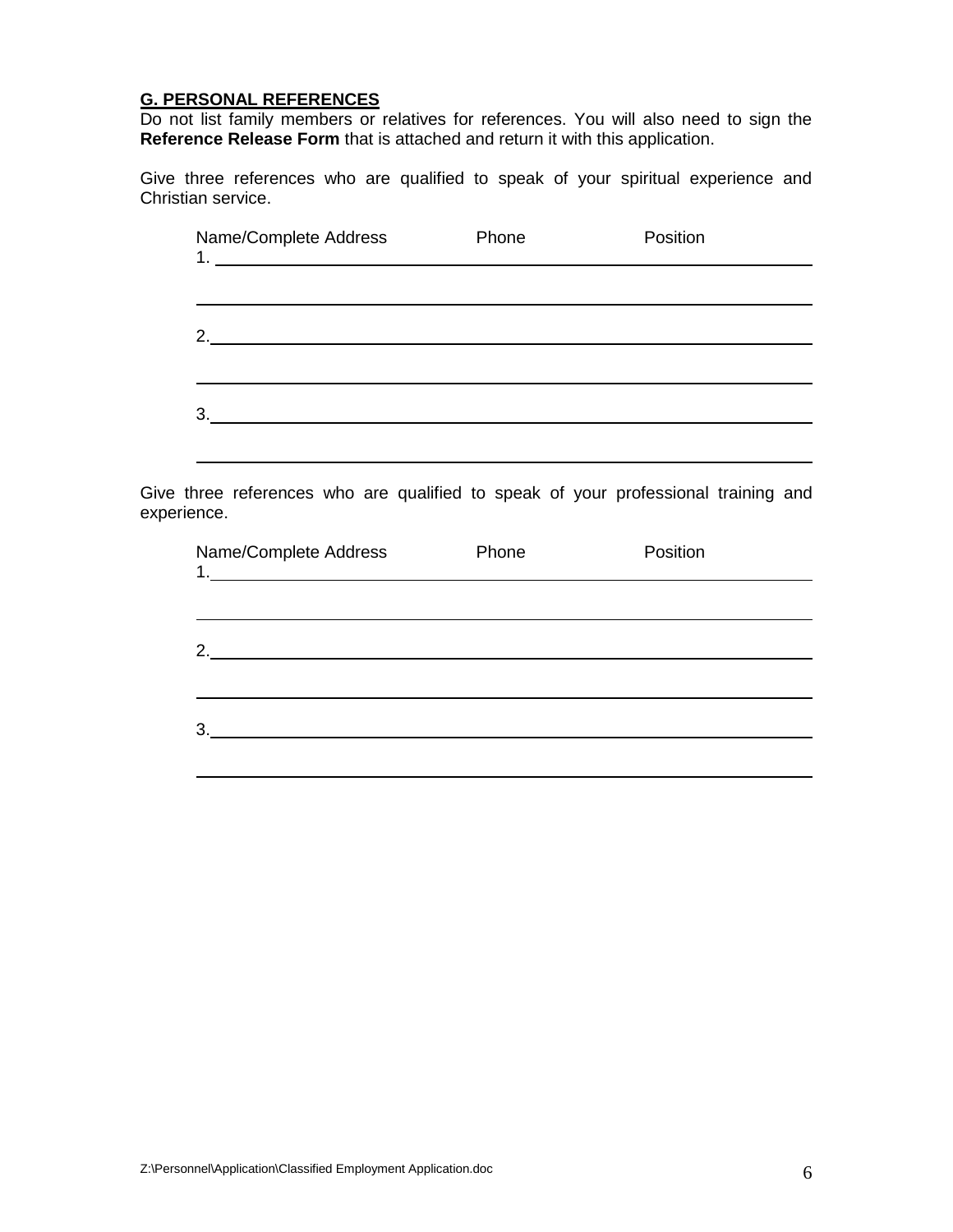**G. PERSONAL REFERENCES**

Do not list family members or relatives for references. You will also need to sign the **Reference Release Form** that is attached and return it with this application.

Give three references who are qualified to speak of your spiritual experience and Christian service.

Name/Complete Address  Phone  Position

1. ______________________________________________

______________________________________________

2. ______________________________________________

______________________________________________

3. ______________________________________________

______________________________________________

Give three references who are qualified to speak of your professional training and experience.

Name/Complete Address  Phone  Position

1. ______________________________________________

______________________________________________

2. ______________________________________________

______________________________________________

3. ______________________________________________

______________________________________________

Z:\Personnel\Application\Classified Employment Application.doc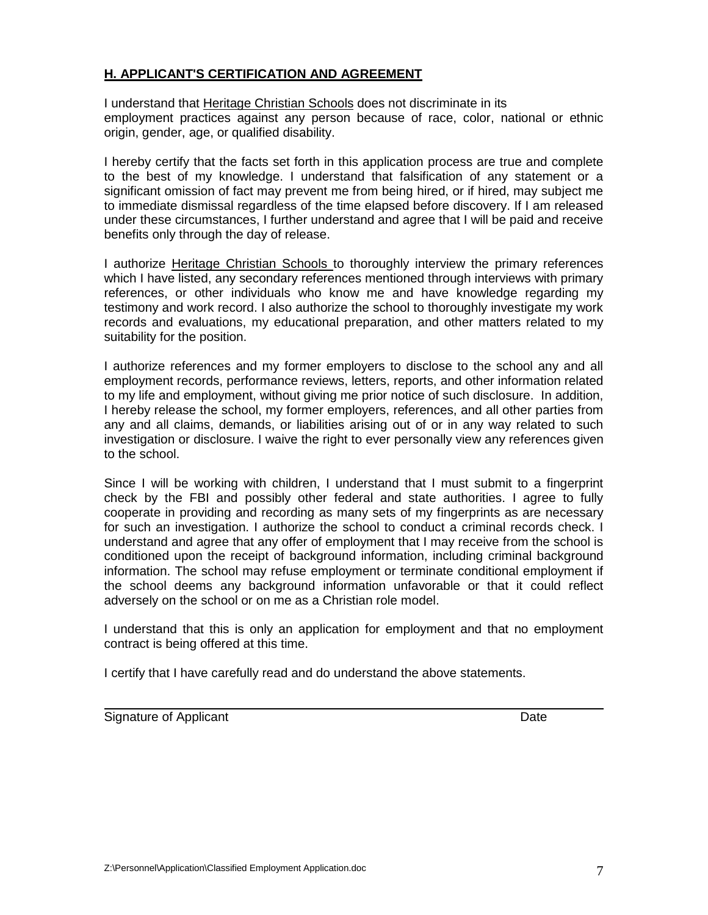## H. APPLICANT'S CERTIFICATION AND AGREEMENT

I understand that Heritage Christian Schools does not discriminate in its employment practices against any person because of race, color, national or ethnic origin, gender, age, or qualified disability.

I hereby certify that the facts set forth in this application process are true and complete to the best of my knowledge. I understand that falsification of any statement or a significant omission of fact may prevent me from being hired, or if hired, may subject me to immediate dismissal regardless of the time elapsed before discovery. If I am released under these circumstances, I further understand and agree that I will be paid and receive benefits only through the day of release.

I authorize Heritage Christian Schools to thoroughly interview the primary references which I have listed, any secondary references mentioned through interviews with primary references, or other individuals who know me and have knowledge regarding my testimony and work record. I also authorize the school to thoroughly investigate my work records and evaluations, my educational preparation, and other matters related to my suitability for the position.

I authorize references and my former employers to disclose to the school any and all employment records, performance reviews, letters, reports, and other information related to my life and employment, without giving me prior notice of such disclosure. In addition, I hereby release the school, my former employers, references, and all other parties from any and all claims, demands, or liabilities arising out of or in any way related to such investigation or disclosure. I waive the right to ever personally view any references given to the school.

Since I will be working with children, I understand that I must submit to a fingerprint check by the FBI and possibly other federal and state authorities. I agree to fully cooperate in providing and recording as many sets of my fingerprints as are necessary for such an investigation. I authorize the school to conduct a criminal records check. I understand and agree that any offer of employment that I may receive from the school is conditioned upon the receipt of background information, including criminal background information. The school may refuse employment or terminate conditional employment if the school deems any background information unfavorable or that it could reflect adversely on the school or on me as a Christian role model.

I understand that this is only an application for employment and that no employment contract is being offered at this time.

I certify that I have carefully read and do understand the above statements.

\_\_\_\_\_\_\_\_\_\_\_\_\_\_\_\_\_\_\_\_\_\_\_\_\_\_\_\_\_\_\_\_\_\_\_\_\_\_\_\_\_\_\_\_\_\_\_\_\_\_\_\_\_\_\_\_\_\_\_\_

Signature of Applicant                                                                                    Date

Z:\Personnel\Application\Classified Employment Application.doc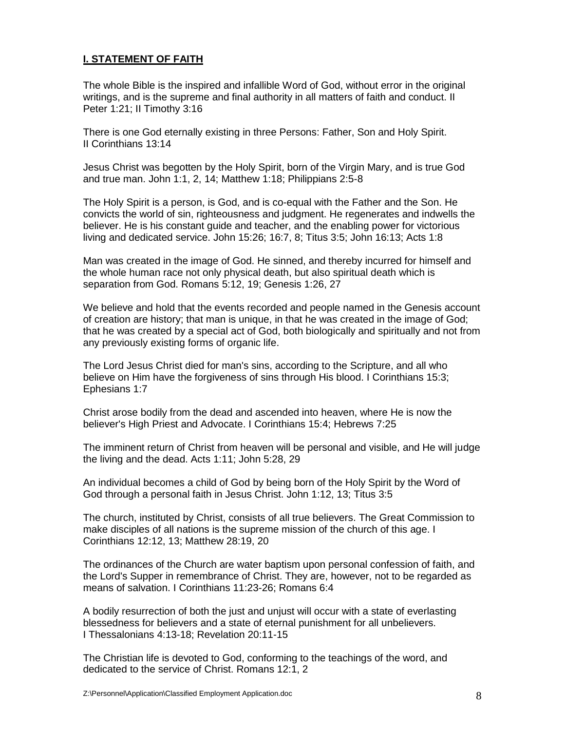## **I. STATEMENT OF FAITH**

The whole Bible is the inspired and infallible Word of God, without error in the original writings, and is the supreme and final authority in all matters of faith and conduct. II Peter 1:21; II Timothy 3:16

There is one God eternally existing in three Persons: Father, Son and Holy Spirit. II Corinthians 13:14

Jesus Christ was begotten by the Holy Spirit, born of the Virgin Mary, and is true God and true man. John 1:1, 2, 14; Matthew 1:18; Philippians 2:5-8

The Holy Spirit is a person, is God, and is co-equal with the Father and the Son. He convicts the world of sin, righteousness and judgment. He regenerates and indwells the believer. He is his constant guide and teacher, and the enabling power for victorious living and dedicated service. John 15:26; 16:7, 8; Titus 3:5; John 16:13; Acts 1:8

Man was created in the image of God. He sinned, and thereby incurred for himself and the whole human race not only physical death, but also spiritual death which is separation from God. Romans 5:12, 19; Genesis 1:26, 27

We believe and hold that the events recorded and people named in the Genesis account of creation are history; that man is unique, in that he was created in the image of God; that he was created by a special act of God, both biologically and spiritually and not from any previously existing forms of organic life.

The Lord Jesus Christ died for man's sins, according to the Scripture, and all who believe on Him have the forgiveness of sins through His blood. I Corinthians 15:3; Ephesians 1:7

Christ arose bodily from the dead and ascended into heaven, where He is now the believer's High Priest and Advocate. I Corinthians 15:4; Hebrews 7:25

The imminent return of Christ from heaven will be personal and visible, and He will judge the living and the dead. Acts 1:11; John 5:28, 29

An individual becomes a child of God by being born of the Holy Spirit by the Word of God through a personal faith in Jesus Christ. John 1:12, 13; Titus 3:5

The church, instituted by Christ, consists of all true believers. The Great Commission to make disciples of all nations is the supreme mission of the church of this age. I Corinthians 12:12, 13; Matthew 28:19, 20

The ordinances of the Church are water baptism upon personal confession of faith, and the Lord's Supper in remembrance of Christ. They are, however, not to be regarded as means of salvation. I Corinthians 11:23-26; Romans 6:4

A bodily resurrection of both the just and unjust will occur with a state of everlasting blessedness for believers and a state of eternal punishment for all unbelievers. I Thessalonians 4:13-18; Revelation 20:11-15

The Christian life is devoted to God, conforming to the teachings of the word, and dedicated to the service of Christ. Romans 12:1, 2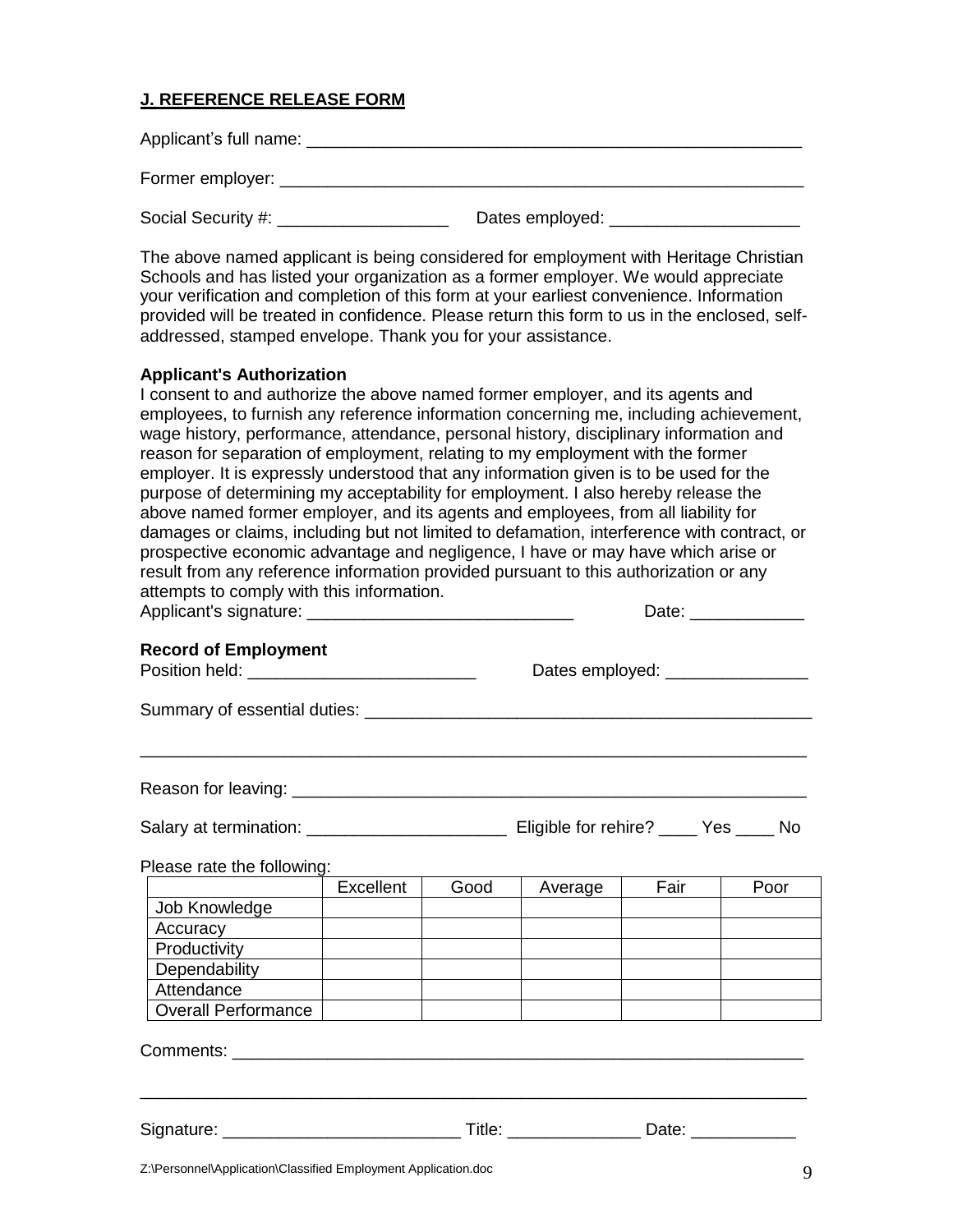## J. REFERENCE RELEASE FORM

Applicant's full name: ____________________________________________________

Former employer: ________________________________________________________

Social Security #: __________________ Dates employed: ____________________

The above named applicant is being considered for employment with Heritage Christian Schools and has listed your organization as a former employer. We would appreciate your verification and completion of this form at your earliest convenience. Information provided will be treated in confidence. Please return this form to us in the enclosed, self-addressed, stamped envelope. Thank you for your assistance.

**Applicant's Authorization**

I consent to and authorize the above named former employer, and its agents and employees, to furnish any reference information concerning me, including achievement, wage history, performance, attendance, personal history, disciplinary information and reason for separation of employment, relating to my employment with the former employer. It is expressly understood that any information given is to be used for the purpose of determining my acceptability for employment. I also hereby release the above named former employer, and its agents and employees, from all liability for damages or claims, including but not limited to defamation, interference with contract, or prospective economic advantage and negligence, I have or may have which arise or result from any reference information provided pursuant to this authorization or any attempts to comply with this information.

Applicant's signature: ____________________________ Date: ____________

**Record of Employment**

Position held: ________________________ Dates employed: _______________

Summary of essential duties: _______________________________________________

_______________________________________________________________________

Reason for leaving: _____________________________________________________

Salary at termination: _____________________ Eligible for rehire? ____ Yes ____ No

Please rate the following:

| | Excellent | Good | Average | Fair | Poor |
|---|---|---|---|---|---|
| Job Knowledge | | | | | |
| Accuracy | | | | | |
| Productivity | | | | | |
| Dependability | | | | | |
| Attendance | | | | | |
| Overall Performance | | | | | |

Comments: ______________________________________________________________

_______________________________________________________________________

Signature: _________________________ Title: ______________ Date: ___________

Z:\Personnel\Application\Classified Employment Application.doc